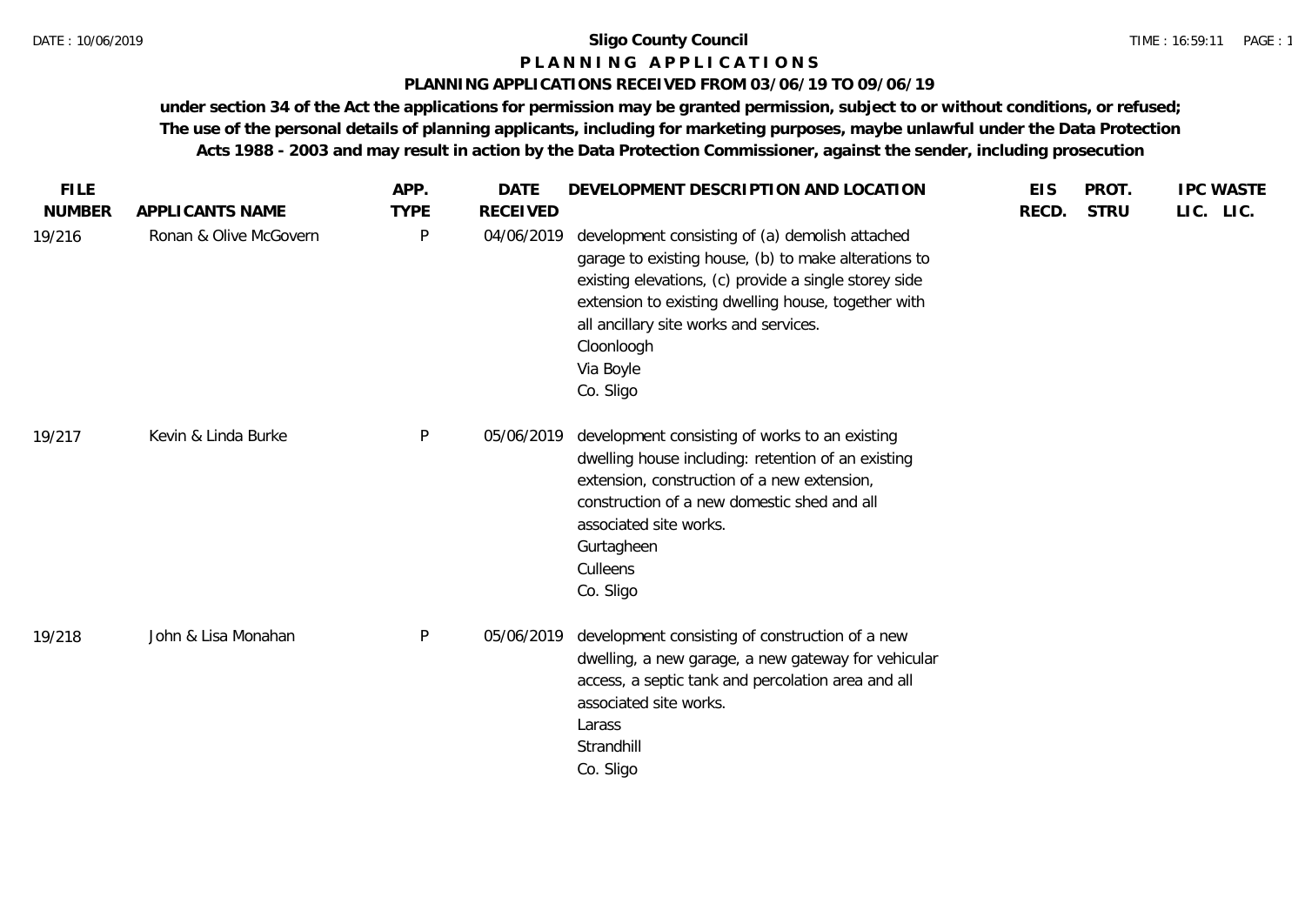# Sligo County Council

## P L A N N I N G   A P P L I C A T I O N S

### PLANNING APPLICATIONS RECEIVED FROM 03/06/19 TO 09/06/19

**under section 34 of the Act the applications for permission may be granted permission, subject to or without conditions, or refused; The use of the personal details of planning applicants, including for marketing purposes, maybe unlawful under the Data Protection Acts 1988 - 2003 and may result in action by the Data Protection Commissioner, against the sender, including prosecution**

| FILE NUMBER | APPLICANTS NAME | APP. TYPE | DATE RECEIVED | DEVELOPMENT DESCRIPTION AND LOCATION | EIS RECD. | PROT. STRU | IPC LIC. | WASTE LIC. |
|---|---|---|---|---|---|---|---|---|
| 19/216 | Ronan & Olive McGovern | P | 04/06/2019 | development consisting of (a) demolish attached garage to existing house, (b) to make alterations to existing elevations, (c) provide a single storey side extension to existing dwelling house, together with all ancillary site works and services.<br>Cloonloogh<br>Via Boyle<br>Co. Sligo | | | | |
| 19/217 | Kevin & Linda Burke | P | 05/06/2019 | development consisting of works to an existing dwelling house including: retention of an existing extension, construction of a new extension, construction of a new domestic shed and all associated site works.<br>Gurtagheen<br>Culleens<br>Co. Sligo | | | | |
| 19/218 | John & Lisa Monahan | P | 05/06/2019 | development consisting of construction of a new dwelling, a new garage, a new gateway for vehicular access, a septic tank and percolation area and all associated site works.<br>Larass<br>Strandhill<br>Co. Sligo | | | | |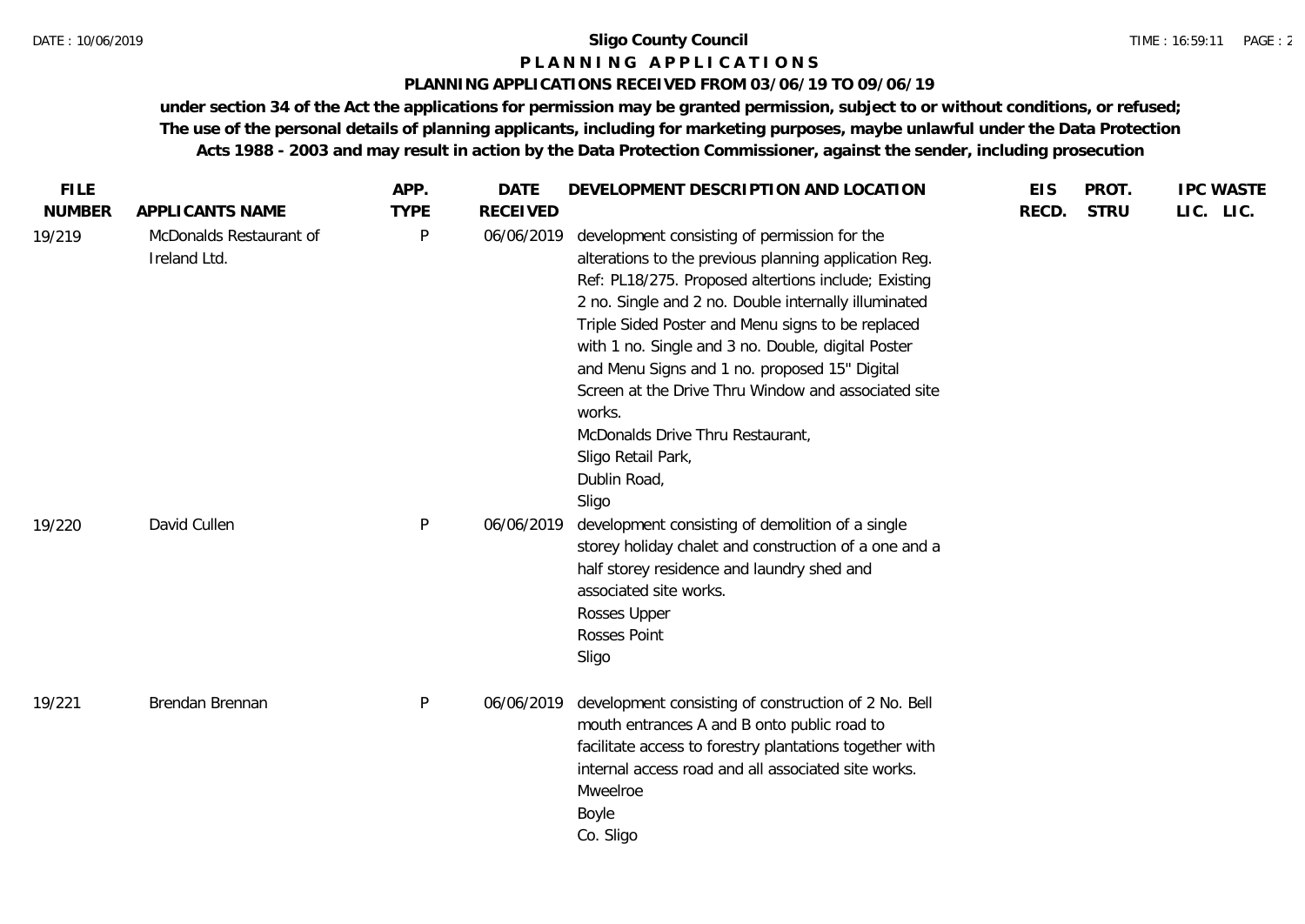**Sligo County Council**

**P L A N N I N G   A P P L I C A T I O N S**

**PLANNING APPLICATIONS RECEIVED FROM 03/06/19 TO 09/06/19**

**under section 34 of the Act the applications for permission may be granted permission, subject to or without conditions, or refused; The use of the personal details of planning applicants, including for marketing purposes, maybe unlawful under the Data Protection Acts 1988 - 2003 and may result in action by the Data Protection Commissioner, against the sender, including prosecution**

| FILE NUMBER | APPLICANTS NAME | APP. TYPE | DATE RECEIVED | DEVELOPMENT DESCRIPTION AND LOCATION | EIS RECD. | PROT. STRU | IPC LIC. | WASTE LIC. |
|---|---|---|---|---|---|---|---|---|
| 19/219 | McDonalds Restaurant of Ireland Ltd. | P | 06/06/2019 | development consisting of permission for the alterations to the previous planning application Reg. Ref: PL18/275. Proposed altertions include; Existing 2 no. Single and 2 no. Double internally illuminated Triple Sided Poster and Menu signs to be replaced with 1 no. Single and 3 no. Double, digital Poster and Menu Signs and 1 no. proposed 15" Digital Screen at the Drive Thru Window and associated site works.<br>McDonalds Drive Thru Restaurant,<br>Sligo Retail Park,<br>Dublin Road,<br>Sligo | | | | |
| 19/220 | David Cullen | P | 06/06/2019 | development consisting of demolition of a single storey holiday chalet and construction of a one and a half storey residence and laundry shed and associated site works.<br>Rosses Upper<br>Rosses Point<br>Sligo | | | | |
| 19/221 | Brendan Brennan | P | 06/06/2019 | development consisting of construction of 2 No. Bell mouth entrances A and B onto public road to facilitate access to forestry plantations together with internal access road and all associated site works.<br>Mweelroe<br>Boyle<br>Co. Sligo | | | | |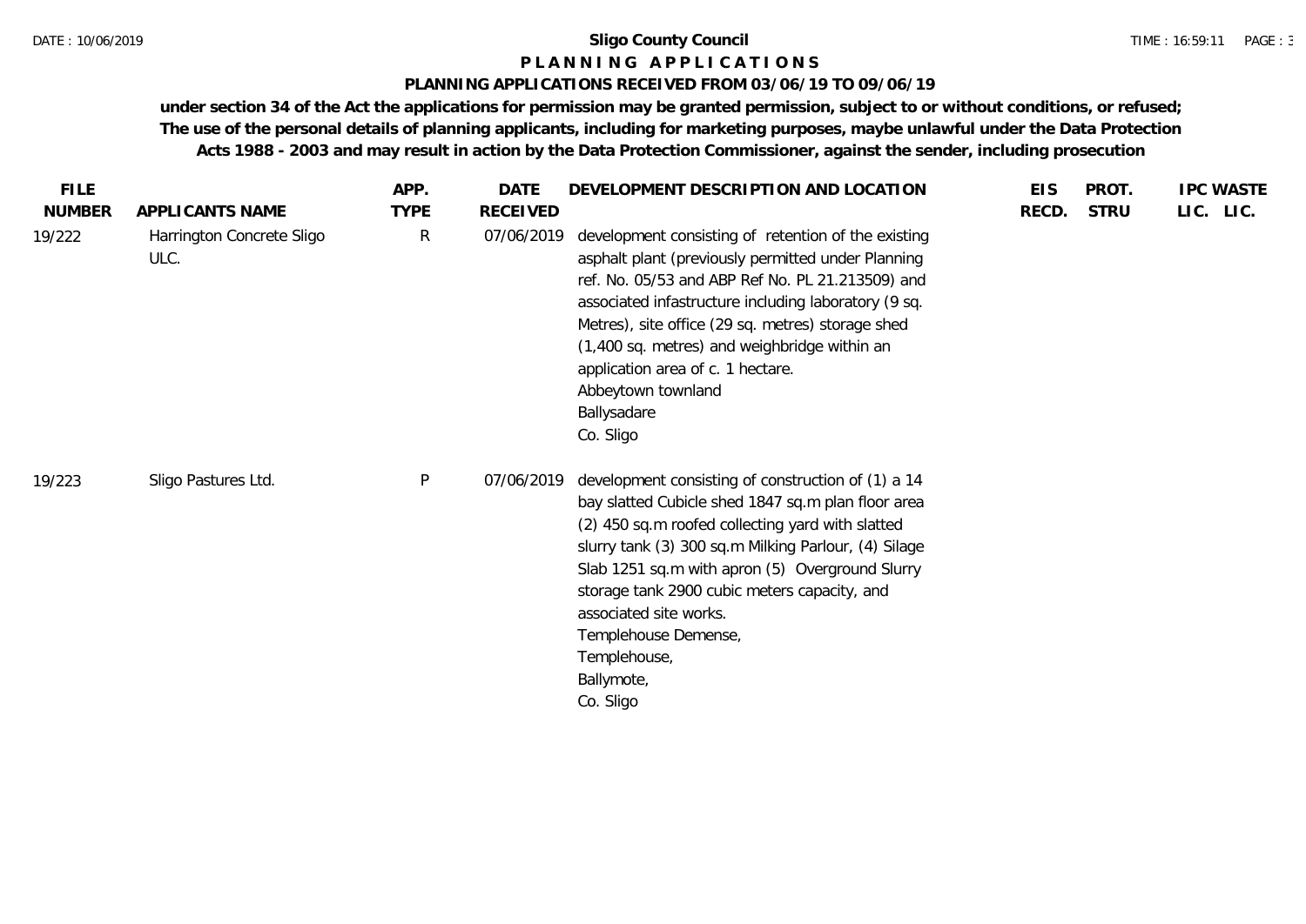**Sligo County Council**

**P L A N N I N G   A P P L I C A T I O N S**

**PLANNING APPLICATIONS RECEIVED FROM 03/06/19 TO 09/06/19**

**under section 34 of the Act the applications for permission may be granted permission, subject to or without conditions, or refused; The use of the personal details of planning applicants, including for marketing purposes, maybe unlawful under the Data Protection Acts 1988 - 2003 and may result in action by the Data Protection Commissioner, against the sender, including prosecution**

| FILE NUMBER | APPLICANTS NAME | APP. TYPE | DATE RECEIVED | DEVELOPMENT DESCRIPTION AND LOCATION | EIS RECD. | PROT. STRU | IPC LIC. | WASTE LIC. |
|---|---|---|---|---|---|---|---|---|
| 19/222 | Harrington Concrete Sligo ULC. | R | 07/06/2019 | development consisting of retention of the existing asphalt plant (previously permitted under Planning ref. No. 05/53 and ABP Ref No. PL 21.213509) and associated infastructure including laboratory (9 sq. Metres), site office (29 sq. metres) storage shed (1,400 sq. metres) and weighbridge within an application area of c. 1 hectare.<br>Abbeytown townland<br>Ballysadare<br>Co. Sligo | | | | |
| 19/223 | Sligo Pastures Ltd. | P | 07/06/2019 | development consisting of construction of (1) a 14 bay slatted Cubicle shed 1847 sq.m plan floor area (2) 450 sq.m roofed collecting yard with slatted slurry tank (3) 300 sq.m Milking Parlour, (4) Silage Slab 1251 sq.m with apron (5) Overground Slurry storage tank 2900 cubic meters capacity, and associated site works.<br>Templehouse Demense,<br>Templehouse,<br>Ballymote,<br>Co. Sligo | | | | |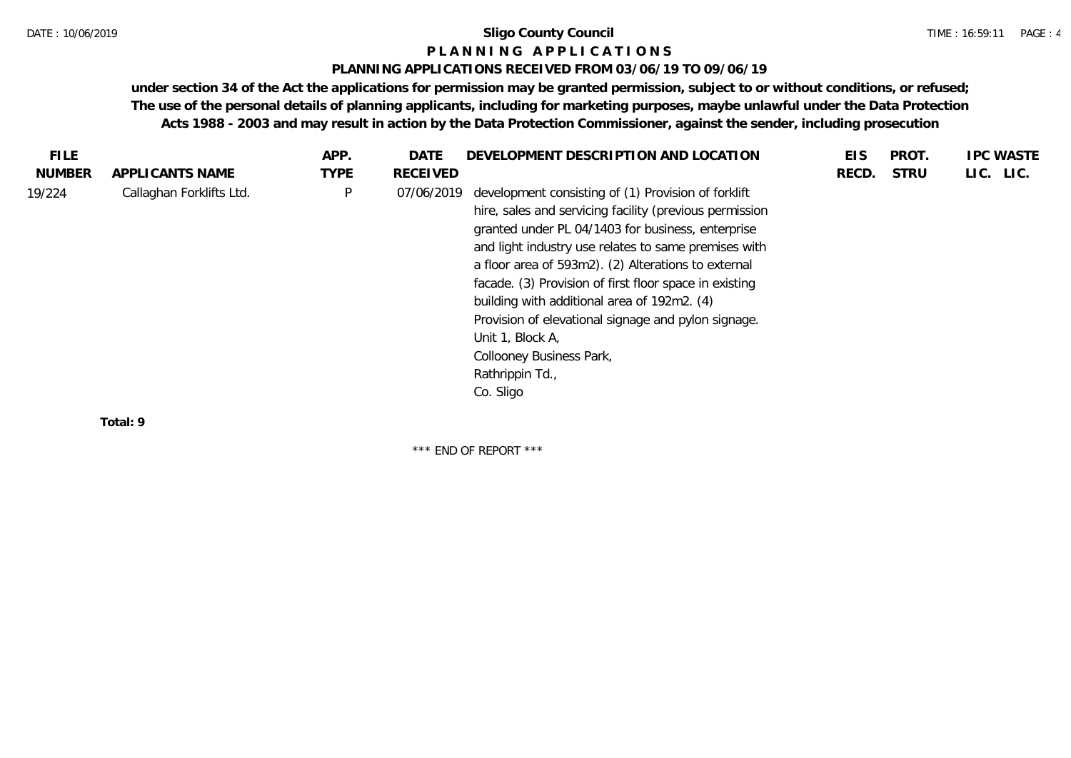# Sligo County Council

## P L A N N I N G   A P P L I C A T I O N S

### PLANNING APPLICATIONS RECEIVED FROM 03/06/19 TO 09/06/19

**under section 34 of the Act the applications for permission may be granted permission, subject to or without conditions, or refused; The use of the personal details of planning applicants, including for marketing purposes, maybe unlawful under the Data Protection Acts 1988 - 2003 and may result in action by the Data Protection Commissioner, against the sender, including prosecution**

| FILE NUMBER | APPLICANTS NAME | APP. TYPE | DATE RECEIVED | DEVELOPMENT DESCRIPTION AND LOCATION | EIS RECD. | PROT. STRU | IPC LIC. | WASTE LIC. |
|---|---|---|---|---|---|---|---|---|
| 19/224 | Callaghan Forklifts Ltd. | P | 07/06/2019 | development consisting of (1) Provision of forklift hire, sales and servicing facility (previous permission granted under PL 04/1403 for business, enterprise and light industry use relates to same premises with a floor area of 593m2). (2) Alterations to external facade. (3) Provision of first floor space in existing building with additional area of 192m2. (4) Provision of elevational signage and pylon signage. Unit 1, Block A, Collooney Business Park, Rathrippin Td., Co. Sligo | | | | |

**Total: 9**

\*\*\* END OF REPORT \*\*\*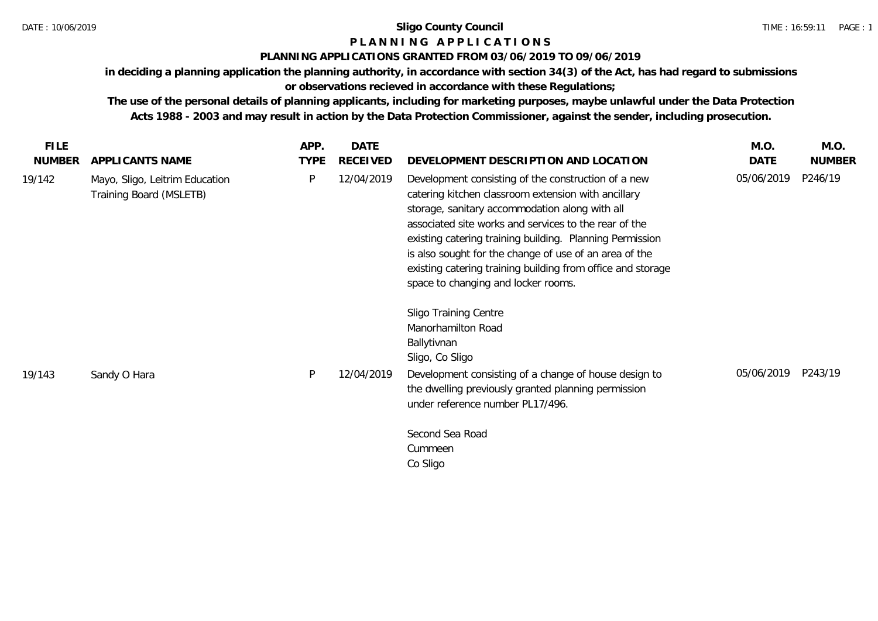**Sligo County Council**

**P L A N N I N G   A P P L I C A T I O N S**

**PLANNING APPLICATIONS GRANTED FROM 03/06/2019 TO 09/06/2019**

**in deciding a planning application the planning authority, in accordance with section 34(3) of the Act, has had regard to submissions or observations recieved in accordance with these Regulations;**

**The use of the personal details of planning applicants, including for marketing purposes, maybe unlawful under the Data Protection Acts 1988 - 2003 and may result in action by the Data Protection Commissioner, against the sender, including prosecution.**

| FILE NUMBER | APPLICANTS NAME | APP. TYPE | DATE RECEIVED | DEVELOPMENT DESCRIPTION AND LOCATION | M.O. DATE | M.O. NUMBER |
|---|---|---|---|---|---|---|
| 19/142 | Mayo, Sligo, Leitrim Education Training Board (MSLETB) | P | 12/04/2019 | Development consisting of the construction of a new catering kitchen classroom extension with ancillary storage, sanitary accommodation along with all associated site works and services to the rear of the existing catering training building. Planning Permission is also sought for the change of use of an area of the existing catering training building from office and storage space to changing and locker rooms.<br><br>Sligo Training Centre<br>Manorhamilton Road<br>Ballytivnan<br>Sligo, Co Sligo | 05/06/2019 | P246/19 |
| 19/143 | Sandy O Hara | P | 12/04/2019 | Development consisting of a change of house design to the dwelling previously granted planning permission under reference number PL17/496.<br><br>Second Sea Road<br>Cummeen<br>Co Sligo | 05/06/2019 | P243/19 |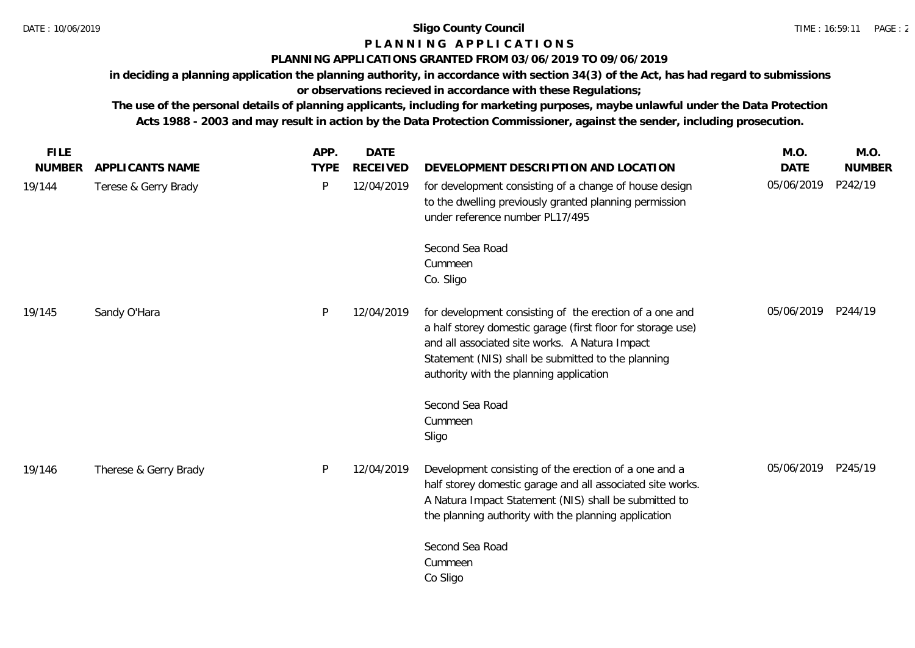# Sligo County Council

## P L A N N I N G   A P P L I C A T I O N S

### PLANNING APPLICATIONS GRANTED FROM 03/06/2019 TO 09/06/2019

**in deciding a planning application the planning authority, in accordance with section 34(3) of the Act, has had regard to submissions or observations recieved in accordance with these Regulations;**

**The use of the personal details of planning applicants, including for marketing purposes, maybe unlawful under the Data Protection Acts 1988 - 2003 and may result in action by the Data Protection Commissioner, against the sender, including prosecution.**

| FILE NUMBER | APPLICANTS NAME | APP. TYPE | DATE RECEIVED | DEVELOPMENT DESCRIPTION AND LOCATION | M.O. DATE | M.O. NUMBER |
|---|---|---|---|---|---|---|
| 19/144 | Terese & Gerry Brady | P | 12/04/2019 | for development consisting of a change of house design to the dwelling previously granted planning permission under reference number PL17/495<br><br>Second Sea Road<br>Cummeen<br>Co. Sligo | 05/06/2019 | P242/19 |
| 19/145 | Sandy O'Hara | P | 12/04/2019 | for development consisting of the erection of a one and a half storey domestic garage (first floor for storage use) and all associated site works. A Natura Impact Statement (NIS) shall be submitted to the planning authority with the planning application<br><br>Second Sea Road<br>Cummeen<br>Sligo | 05/06/2019 | P244/19 |
| 19/146 | Therese & Gerry Brady | P | 12/04/2019 | Development consisting of the erection of a one and a half storey domestic garage and all associated site works. A Natura Impact Statement (NIS) shall be submitted to the planning authority with the planning application<br><br>Second Sea Road<br>Cummeen<br>Co Sligo | 05/06/2019 | P245/19 |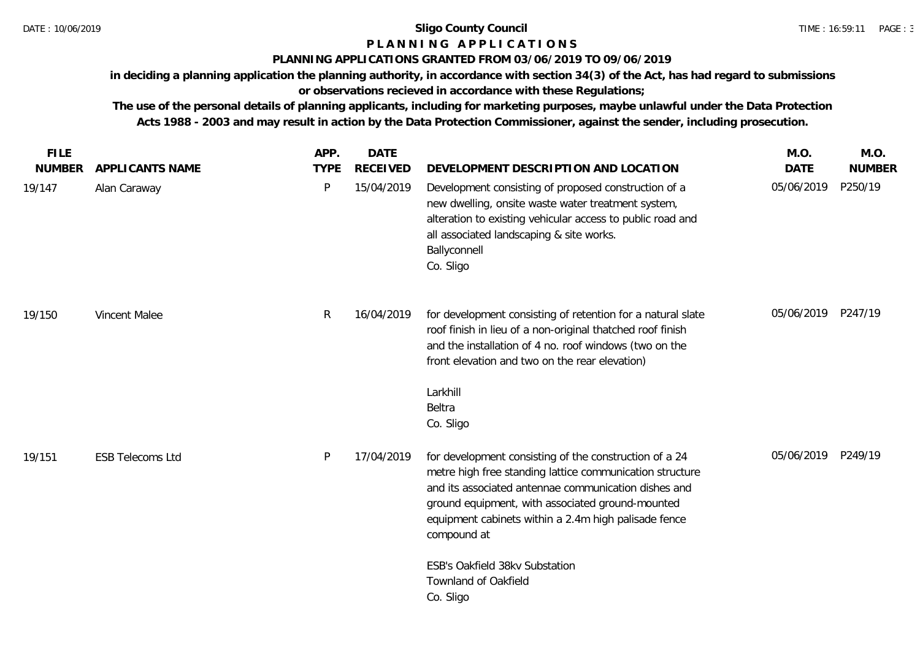**Sligo County Council**

**P L A N N I N G   A P P L I C A T I O N S**

**PLANNING APPLICATIONS GRANTED FROM 03/06/2019 TO 09/06/2019**

**in deciding a planning application the planning authority, in accordance with section 34(3) of the Act, has had regard to submissions or observations recieved in accordance with these Regulations;**

**The use of the personal details of planning applicants, including for marketing purposes, maybe unlawful under the Data Protection Acts 1988 - 2003 and may result in action by the Data Protection Commissioner, against the sender, including prosecution.**

| FILE NUMBER | APPLICANTS NAME | APP. TYPE | DATE RECEIVED | DEVELOPMENT DESCRIPTION AND LOCATION | M.O. DATE | M.O. NUMBER |
|---|---|---|---|---|---|---|
| 19/147 | Alan Caraway | P | 15/04/2019 | Development consisting of proposed construction of a new dwelling, onsite waste water treatment system, alteration to existing vehicular access to public road and all associated landscaping & site works.<br>Ballyconnell<br>Co. Sligo | 05/06/2019 | P250/19 |
| 19/150 | Vincent Malee | R | 16/04/2019 | for development consisting of retention for a natural slate roof finish in lieu of a non-original thatched roof finish and the installation of 4 no. roof windows (two on the front elevation and two on the rear elevation)<br><br>Larkhill<br>Beltra<br>Co. Sligo | 05/06/2019 | P247/19 |
| 19/151 | ESB Telecoms Ltd | P | 17/04/2019 | for development consisting of the construction of a 24 metre high free standing lattice communication structure and its associated antennae communication dishes and ground equipment, with associated ground-mounted equipment cabinets within a 2.4m high palisade fence compound at<br><br>ESB's Oakfield 38kv Substation<br>Townland of Oakfield<br>Co. Sligo | 05/06/2019 | P249/19 |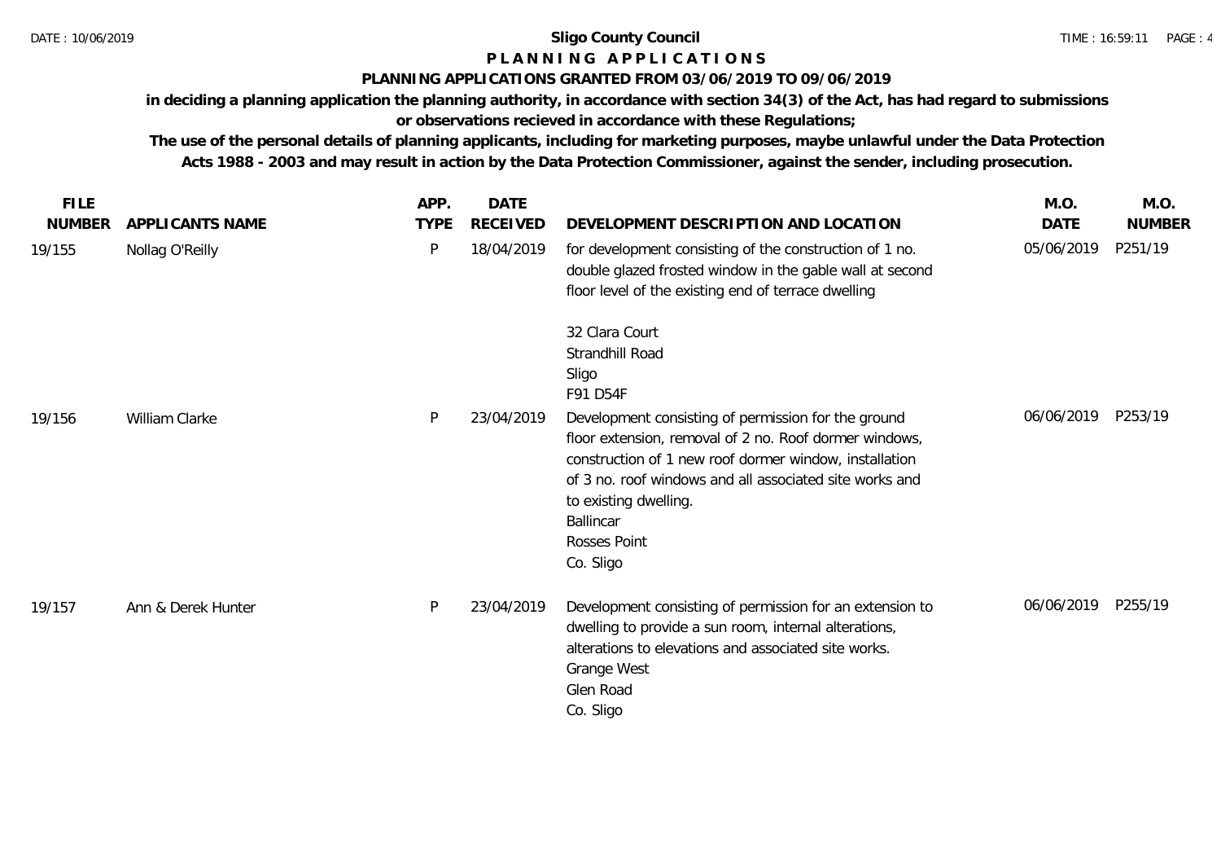# Sligo County Council

## PLANNING APPLICATIONS

### PLANNING APPLICATIONS GRANTED FROM 03/06/2019 TO 09/06/2019

**in deciding a planning application the planning authority, in accordance with section 34(3) of the Act, has had regard to submissions or observations recieved in accordance with these Regulations;**

**The use of the personal details of planning applicants, including for marketing purposes, maybe unlawful under the Data Protection Acts 1988 - 2003 and may result in action by the Data Protection Commissioner, against the sender, including prosecution.**

| FILE NUMBER | APPLICANTS NAME | APP. TYPE | DATE RECEIVED | DEVELOPMENT DESCRIPTION AND LOCATION | M.O. DATE | M.O. NUMBER |
|---|---|---|---|---|---|---|
| 19/155 | Nollag O'Reilly | P | 18/04/2019 | for development consisting of the construction of 1 no. double glazed frosted window in the gable wall at second floor level of the existing end of terrace dwelling<br><br>32 Clara Court<br>Strandhill Road<br>Sligo<br>F91 D54F | 05/06/2019 | P251/19 |
| 19/156 | William Clarke | P | 23/04/2019 | Development consisting of permission for the ground floor extension, removal of 2 no. Roof dormer windows, construction of 1 new roof dormer window, installation of 3 no. roof windows and all associated site works and to existing dwelling.<br>Ballincar<br>Rosses Point<br>Co. Sligo | 06/06/2019 | P253/19 |
| 19/157 | Ann & Derek Hunter | P | 23/04/2019 | Development consisting of permission for an extension to dwelling to provide a sun room, internal alterations, alterations to elevations and associated site works.<br>Grange West<br>Glen Road<br>Co. Sligo | 06/06/2019 | P255/19 |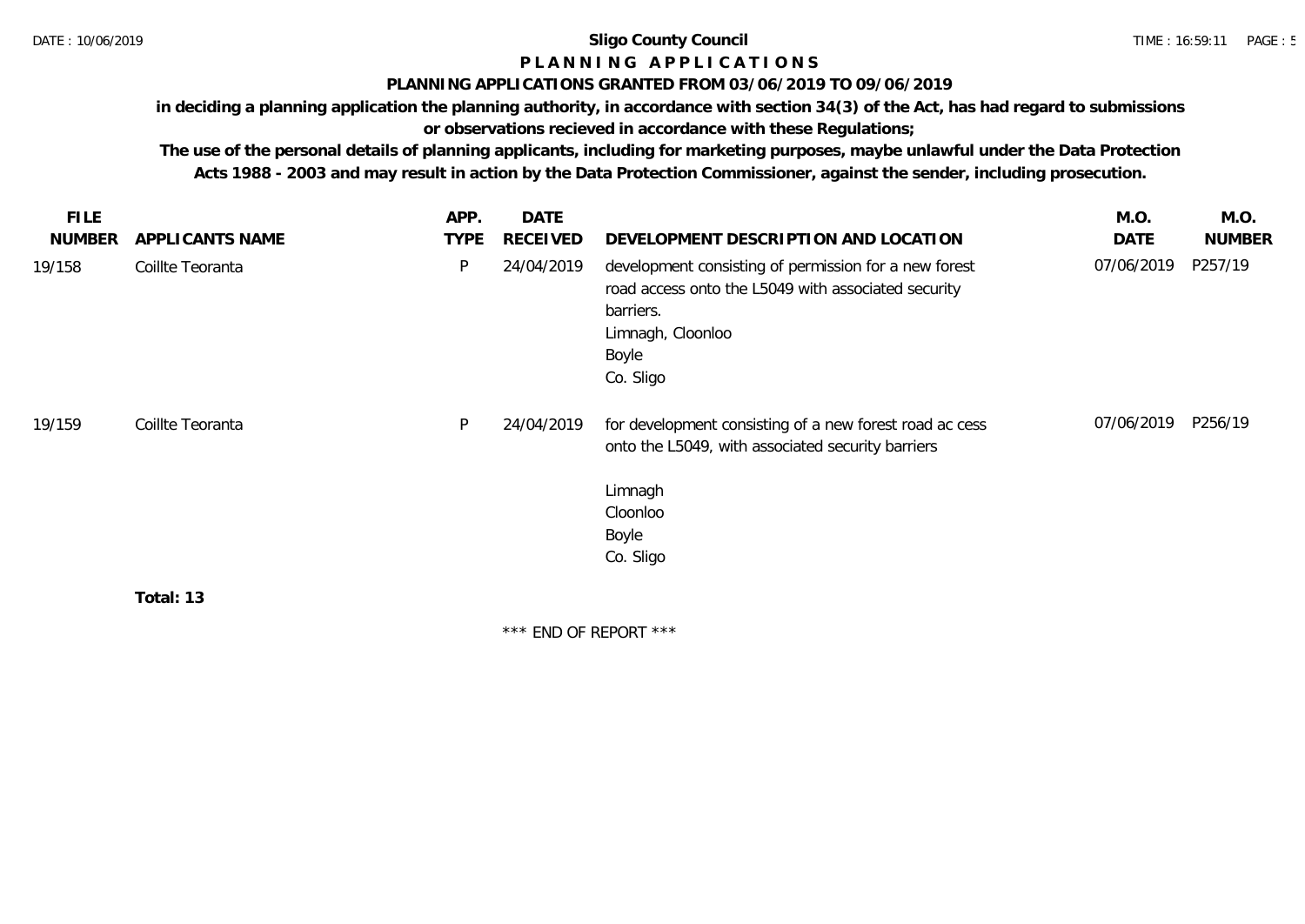**Sligo County Council**

**P L A N N I N G   A P P L I C A T I O N S**

**PLANNING APPLICATIONS GRANTED FROM 03/06/2019 TO 09/06/2019**

**in deciding a planning application the planning authority, in accordance with section 34(3) of the Act, has had regard to submissions or observations recieved in accordance with these Regulations;**

**The use of the personal details of planning applicants, including for marketing purposes, maybe unlawful under the Data Protection Acts 1988 - 2003 and may result in action by the Data Protection Commissioner, against the sender, including prosecution.**

| FILE NUMBER | APPLICANTS NAME | APP. TYPE | DATE RECEIVED | DEVELOPMENT DESCRIPTION AND LOCATION | M.O. DATE | M.O. NUMBER |
|---|---|---|---|---|---|---|
| 19/158 | Coillte Teoranta | P | 24/04/2019 | development consisting of permission for a new forest road access onto the L5049 with associated security barriers.<br>Limnagh, Cloonloo<br>Boyle<br>Co. Sligo | 07/06/2019 | P257/19 |
| 19/159 | Coillte Teoranta | P | 24/04/2019 | for development consisting of a new forest road ac cess onto the L5049, with associated security barriers<br><br>Limnagh<br>Cloonloo<br>Boyle<br>Co. Sligo | 07/06/2019 | P256/19 |

**Total: 13**

\*\*\* END OF REPORT \*\*\*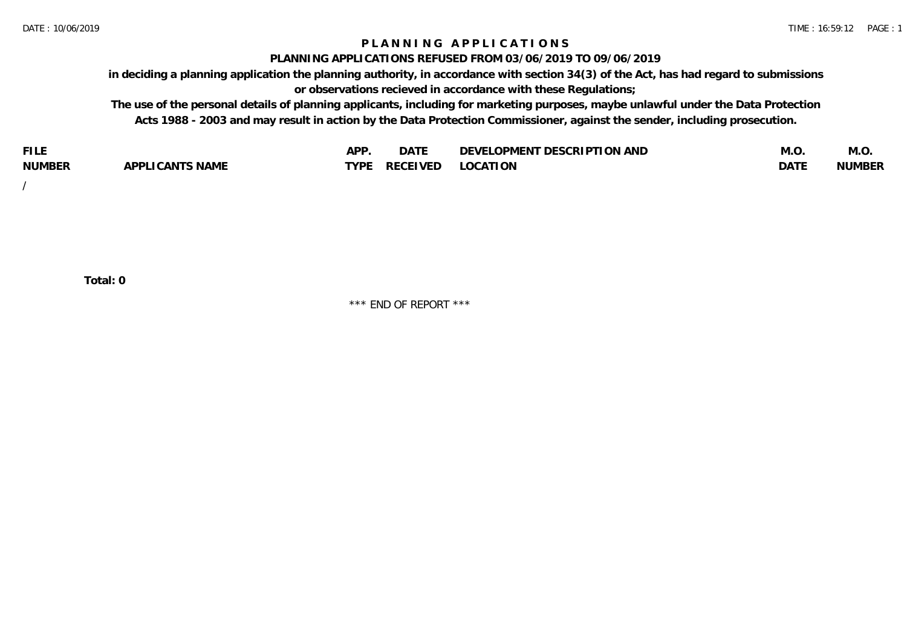# P L A N N I N G   A P P L I C A T I O N S

## PLANNING APPLICATIONS REFUSED FROM 03/06/2019 TO 09/06/2019

**in deciding a planning application the planning authority, in accordance with section 34(3) of the Act, has had regard to submissions or observations recieved in accordance with these Regulations;**

**The use of the personal details of planning applicants, including for marketing purposes, maybe unlawful under the Data Protection Acts 1988 - 2003 and may result in action by the Data Protection Commissioner, against the sender, including prosecution.**

| FILE NUMBER | APPLICANTS NAME | APP. TYPE | DATE RECEIVED | DEVELOPMENT DESCRIPTION AND LOCATION | M.O. DATE | M.O. NUMBER |
|---|---|---|---|---|---|---|
| / | | | | | | |

**Total: 0**

\*\*\* END OF REPORT \*\*\*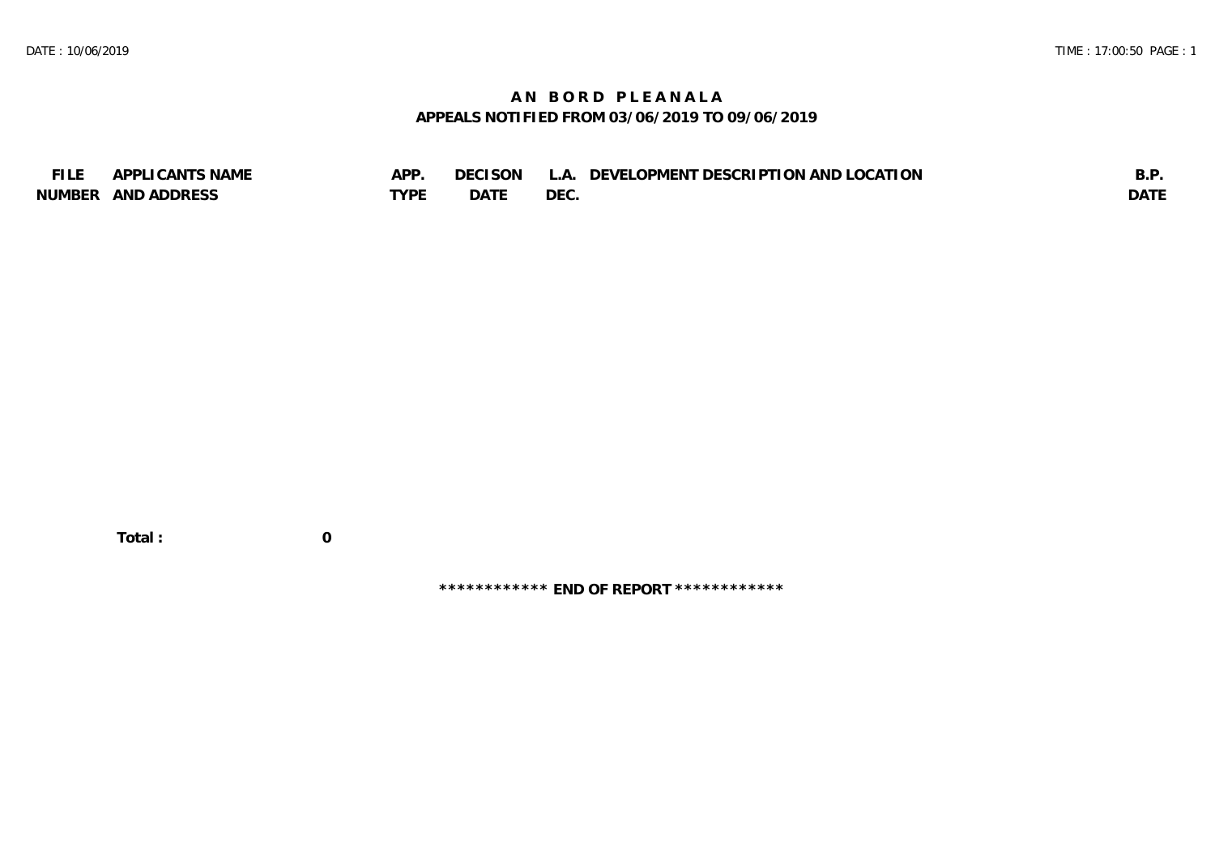# AN BORD PLEANALA

## APPEALS NOTIFIED FROM 03/06/2019 TO 09/06/2019

| FILE NUMBER | APPLICANTS NAME AND ADDRESS | APP. TYPE | DECISON DATE | L.A. DEC. | DEVELOPMENT DESCRIPTION AND LOCATION | B.P. DATE |
|---|---|---|---|---|---|---|

**Total : 0**

**\*\*\*\*\*\*\*\*\*\*\*\* END OF REPORT \*\*\*\*\*\*\*\*\*\*\*\***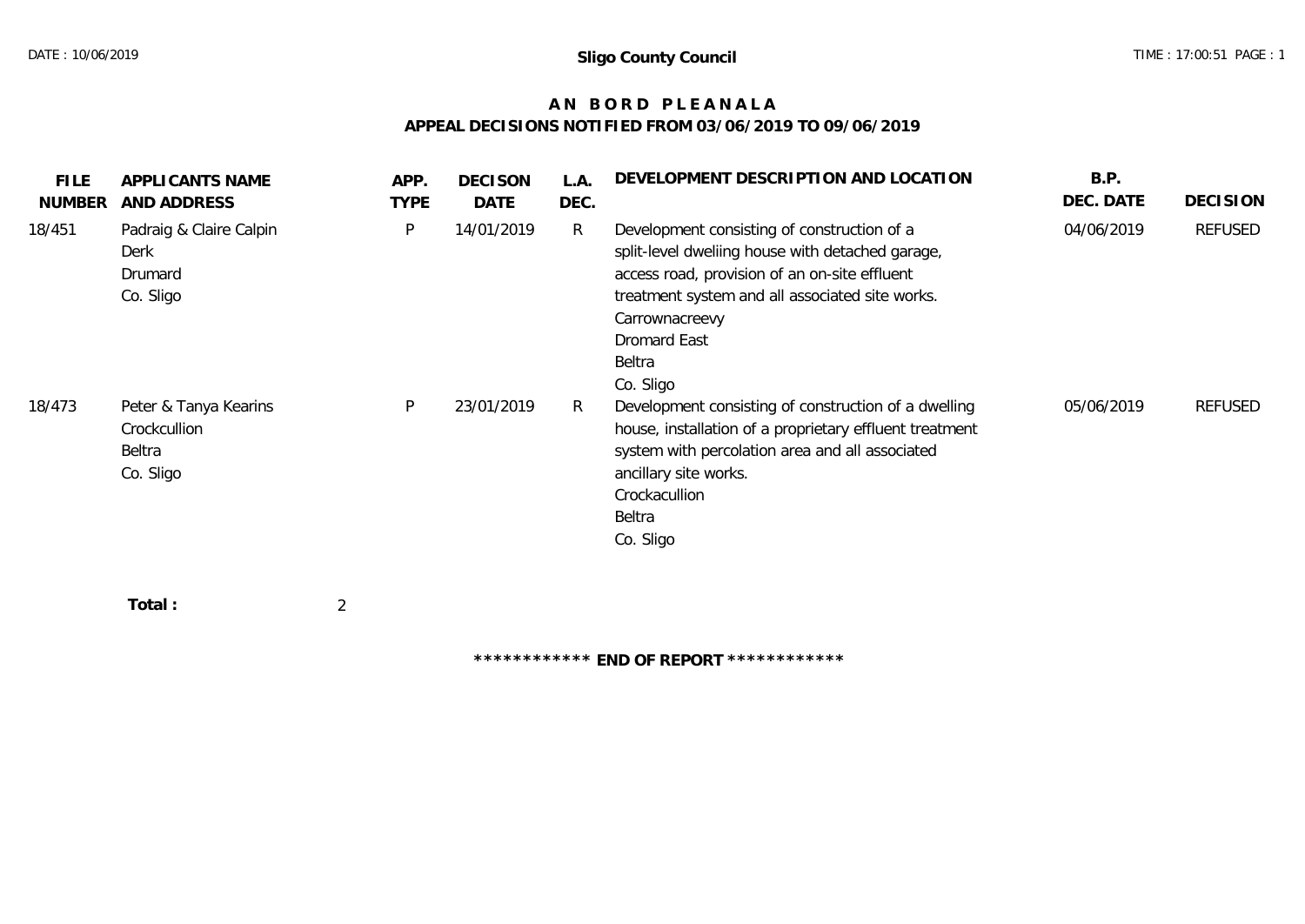DATE : 10/06/2019

**Sligo County Council**

TIME : 17:00:51 PAGE : 1

## AN BORD PLEANALA
## APPEAL DECISIONS NOTIFIED FROM 03/06/2019 TO 09/06/2019

| FILE NUMBER | APPLICANTS NAME AND ADDRESS | APP. TYPE | DECISON DATE | L.A. DEC. | DEVELOPMENT DESCRIPTION AND LOCATION | B.P. DEC. DATE | DECISION |
|---|---|---|---|---|---|---|---|
| 18/451 | Padraig & Claire Calpin<br>Derk<br>Drumard<br>Co. Sligo | P | 14/01/2019 | R | Development consisting of construction of a split-level dweliing house with detached garage, access road, provision of an on-site effluent treatment system and all associated site works.<br>Carrownacreevy<br>Dromard East<br>Beltra<br>Co. Sligo | 04/06/2019 | REFUSED |
| 18/473 | Peter & Tanya Kearins<br>Crockcullion<br>Beltra<br>Co. Sligo | P | 23/01/2019 | R | Development consisting of construction of a dwelling house, installation of a proprietary effluent treatment system with percolation area and all associated ancillary site works.<br>Crockacullion<br>Beltra<br>Co. Sligo | 05/06/2019 | REFUSED |

**Total :** 2

************ **END OF REPORT** ************